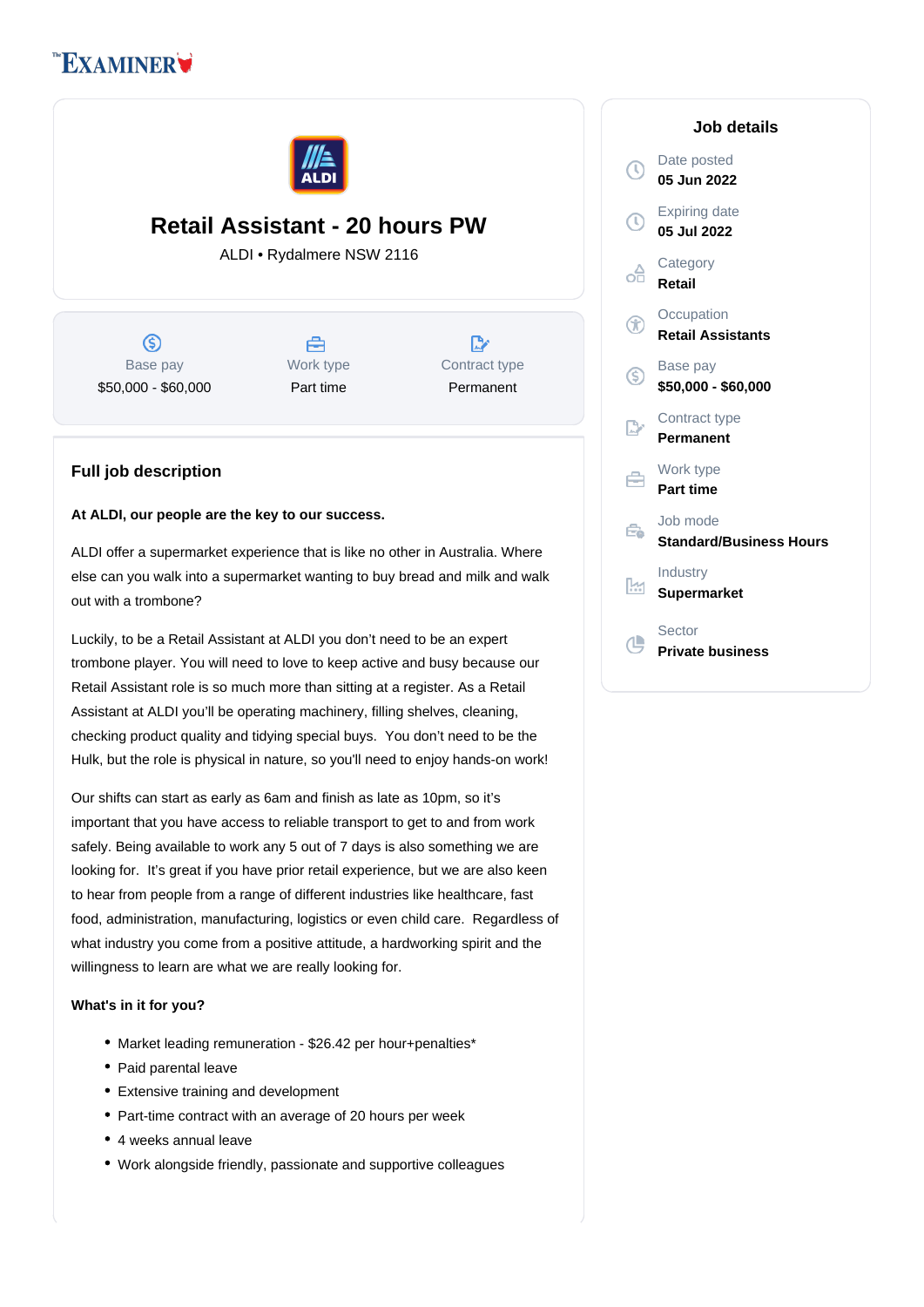# Retail Assistant - 20 hours PW

ALDI • Rydalmere NSW 2116

| Base pay | Work type | Contract type |
|---|---|---|
| $50,000 - $60,000 | Part time | Permanent |

## Job details

**Date posted**
05 Jun 2022

**Expiring date**
05 Jul 2022

**Category**
Retail

**Occupation**
Retail Assistants

**Base pay**
$50,000 - $60,000

**Contract type**
Permanent

**Work type**
Part time

**Job mode**
Standard/Business Hours

**Industry**
Supermarket

**Sector**
Private business

## Full job description

**At ALDI, our people are the key to our success.**

ALDI offer a supermarket experience that is like no other in Australia. Where else can you walk into a supermarket wanting to buy bread and milk and walk out with a trombone?

Luckily, to be a Retail Assistant at ALDI you don't need to be an expert trombone player. You will need to love to keep active and busy because our Retail Assistant role is so much more than sitting at a register. As a Retail Assistant at ALDI you'll be operating machinery, filling shelves, cleaning, checking product quality and tidying special buys. You don't need to be the Hulk, but the role is physical in nature, so you'll need to enjoy hands-on work!

Our shifts can start as early as 6am and finish as late as 10pm, so it's important that you have access to reliable transport to get to and from work safely. Being available to work any 5 out of 7 days is also something we are looking for. It's great if you have prior retail experience, but we are also keen to hear from people from a range of different industries like healthcare, fast food, administration, manufacturing, logistics or even child care. Regardless of what industry you come from a positive attitude, a hardworking spirit and the willingness to learn are what we are really looking for.

**What's in it for you?**

- Market leading remuneration - $26.42 per hour+penalties*
- Paid parental leave
- Extensive training and development
- Part-time contract with an average of 20 hours per week
- 4 weeks annual leave
- Work alongside friendly, passionate and supportive colleagues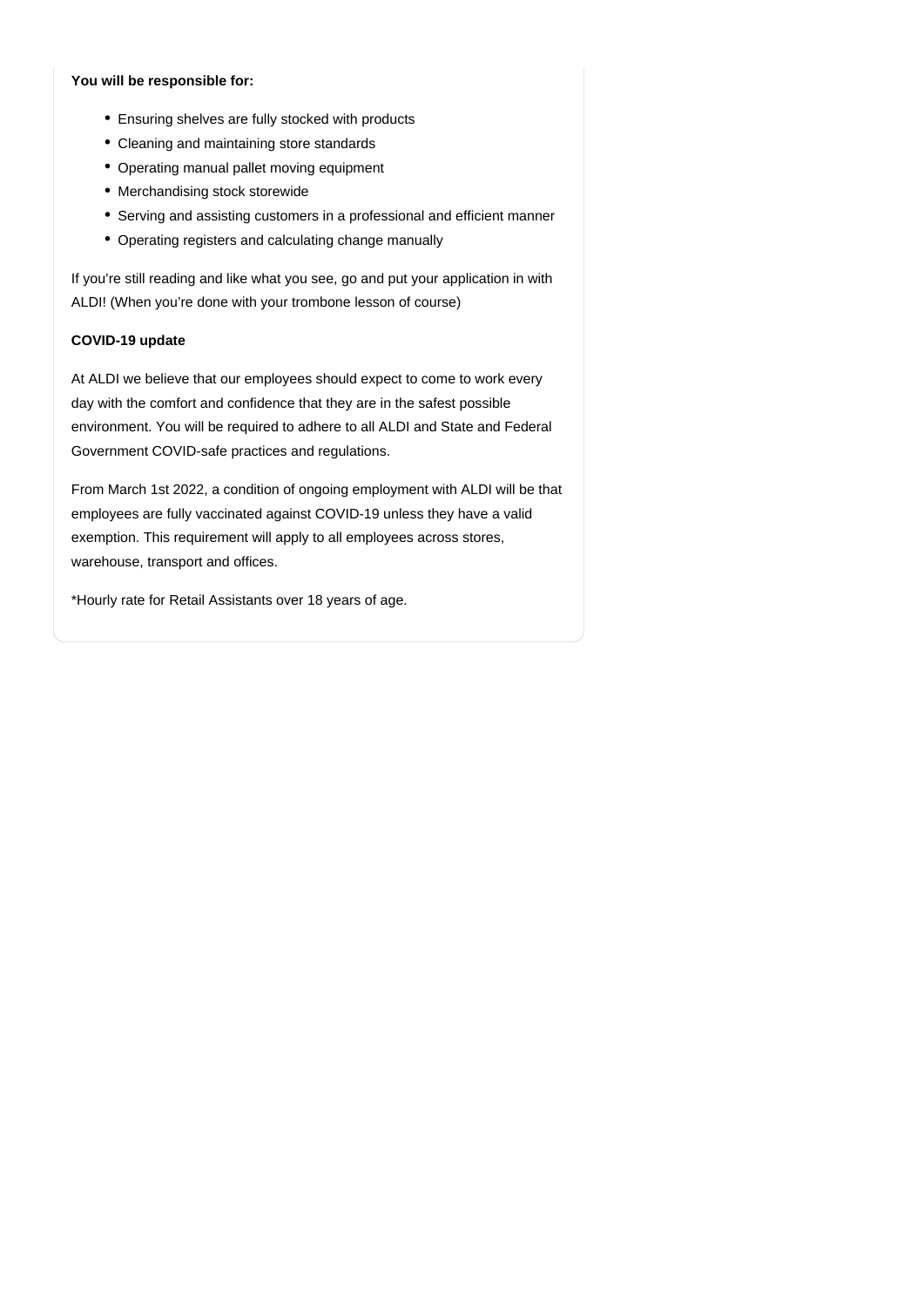**You will be responsible for:**

- Ensuring shelves are fully stocked with products
- Cleaning and maintaining store standards
- Operating manual pallet moving equipment
- Merchandising stock storewide
- Serving and assisting customers in a professional and efficient manner
- Operating registers and calculating change manually

If you're still reading and like what you see, go and put your application in with ALDI! (When you're done with your trombone lesson of course)

**COVID-19 update**

At ALDI we believe that our employees should expect to come to work every day with the comfort and confidence that they are in the safest possible environment. You will be required to adhere to all ALDI and State and Federal Government COVID-safe practices and regulations.

From March 1st 2022, a condition of ongoing employment with ALDI will be that employees are fully vaccinated against COVID-19 unless they have a valid exemption. This requirement will apply to all employees across stores, warehouse, transport and offices.

*Hourly rate for Retail Assistants over 18 years of age.